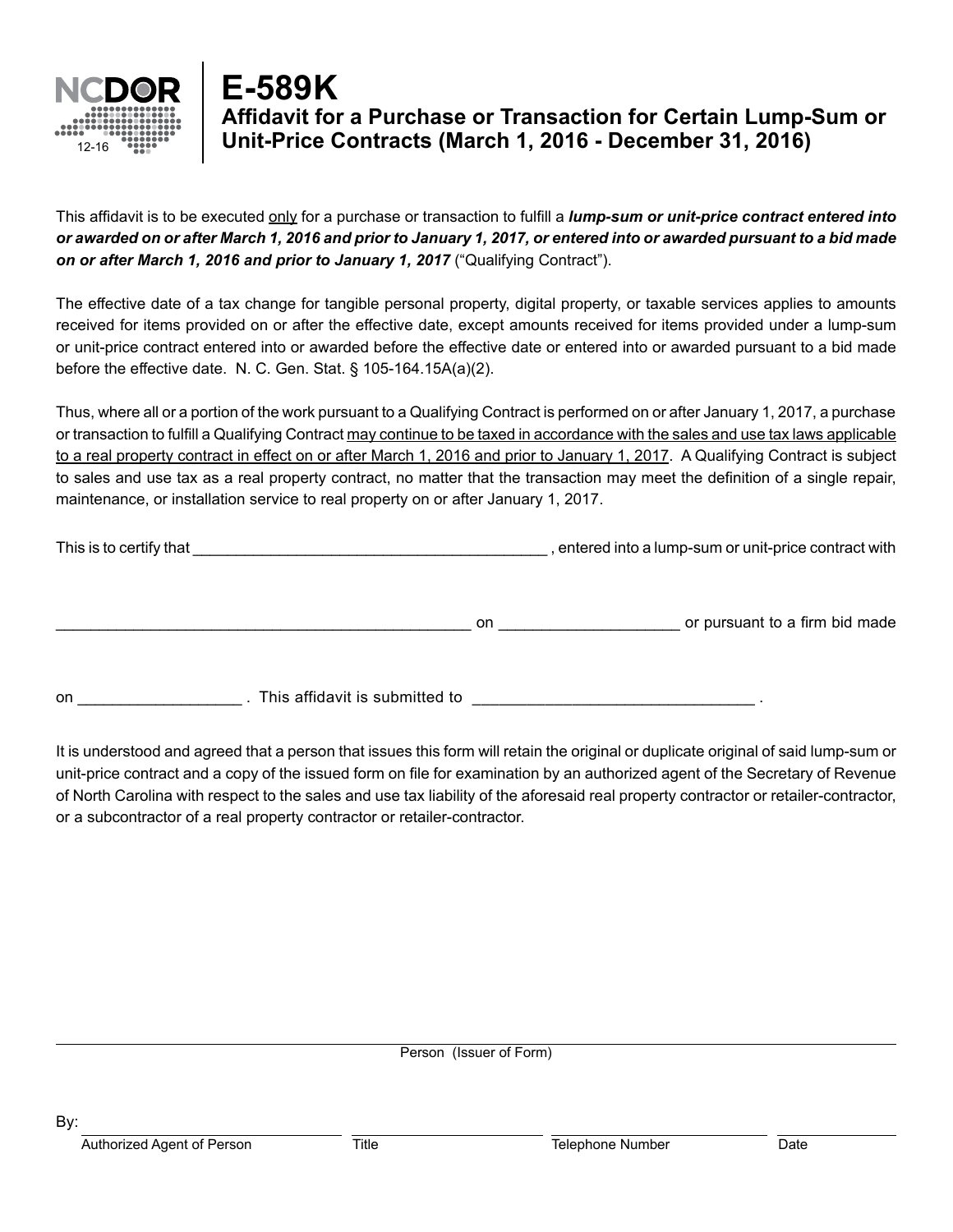NCDOR 12-16

# E-589K

## Affidavit for a Purchase or Transaction for Certain Lump-Sum or Unit-Price Contracts (March 1, 2016 - December 31, 2016)

This affidavit is to be executed <u>only</u> for a purchase or transaction to fulfill a ***lump-sum or unit-price contract entered into or awarded on or after March 1, 2016 and prior to January 1, 2017, or entered into or awarded pursuant to a bid made on or after March 1, 2016 and prior to January 1, 2017*** ("Qualifying Contract").

The effective date of a tax change for tangible personal property, digital property, or taxable services applies to amounts received for items provided on or after the effective date, except amounts received for items provided under a lump-sum or unit-price contract entered into or awarded before the effective date or entered into or awarded pursuant to a bid made before the effective date. N. C. Gen. Stat. § 105-164.15A(a)(2).

Thus, where all or a portion of the work pursuant to a Qualifying Contract is performed on or after January 1, 2017, a purchase or transaction to fulfill a Qualifying Contract <u>may continue to be taxed in accordance with the sales and use tax laws applicable to a real property contract in effect on or after March 1, 2016 and prior to January 1, 2017</u>. A Qualifying Contract is subject to sales and use tax as a real property contract, no matter that the transaction may meet the definition of a single repair, maintenance, or installation service to real property on or after January 1, 2017.

This is to certify that __________________________________________ , entered into a lump-sum or unit-price contract with

_________________________________________________ on ____________________ or pursuant to a firm bid made

on __________________ . This affidavit is submitted to ________________________________ .

It is understood and agreed that a person that issues this form will retain the original or duplicate original of said lump-sum or unit-price contract and a copy of the issued form on file for examination by an authorized agent of the Secretary of Revenue of North Carolina with respect to the sales and use tax liability of the aforesaid real property contractor or retailer-contractor, or a subcontractor of a real property contractor or retailer-contractor.

______________________________________________________________________
Person (Issuer of Form)

By: ______________________ ______________________ ______________________ ______________
Authorized Agent of Person | Title | Telephone Number | Date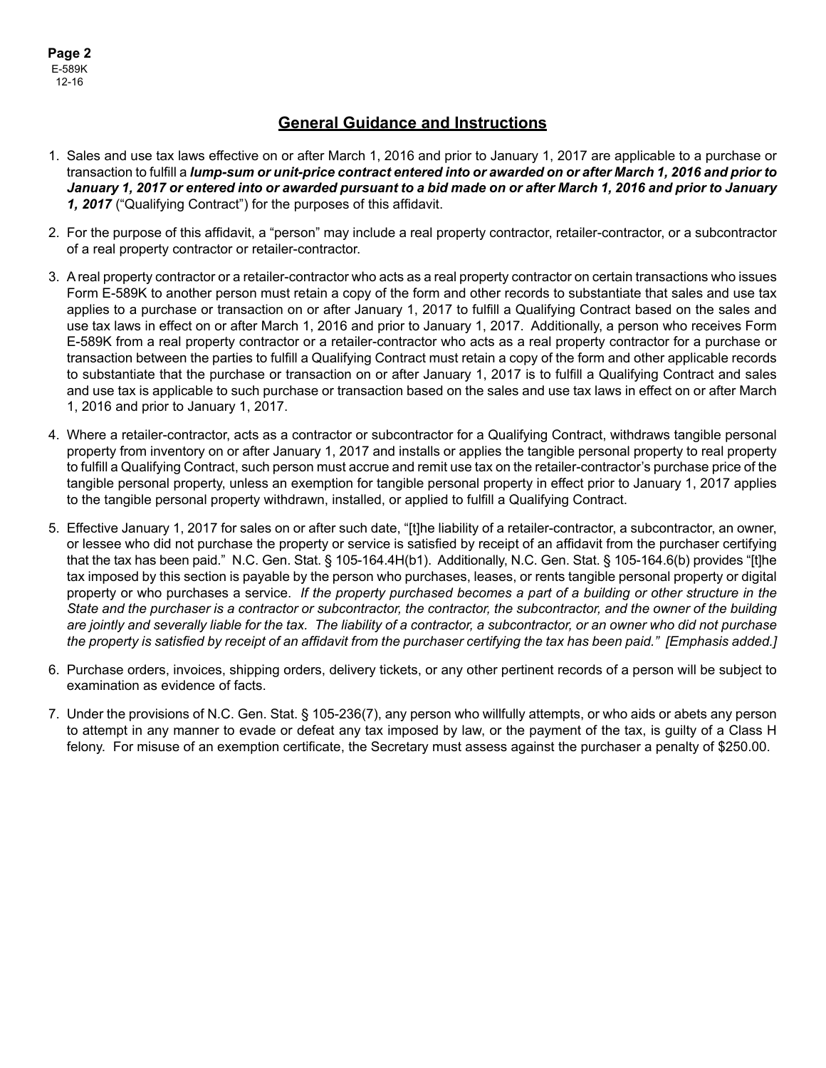## General Guidance and Instructions

1. Sales and use tax laws effective on or after March 1, 2016 and prior to January 1, 2017 are applicable to a purchase or transaction to fulfill a ***lump-sum or unit-price contract entered into or awarded on or after March 1, 2016 and prior to January 1, 2017 or entered into or awarded pursuant to a bid made on or after March 1, 2016 and prior to January 1, 2017*** ("Qualifying Contract") for the purposes of this affidavit.

2. For the purpose of this affidavit, a "person" may include a real property contractor, retailer-contractor, or a subcontractor of a real property contractor or retailer-contractor.

3. A real property contractor or a retailer-contractor who acts as a real property contractor on certain transactions who issues Form E-589K to another person must retain a copy of the form and other records to substantiate that sales and use tax applies to a purchase or transaction on or after January 1, 2017 to fulfill a Qualifying Contract based on the sales and use tax laws in effect on or after March 1, 2016 and prior to January 1, 2017. Additionally, a person who receives Form E-589K from a real property contractor or a retailer-contractor who acts as a real property contractor for a purchase or transaction between the parties to fulfill a Qualifying Contract must retain a copy of the form and other applicable records to substantiate that the purchase or transaction on or after January 1, 2017 is to fulfill a Qualifying Contract and sales and use tax is applicable to such purchase or transaction based on the sales and use tax laws in effect on or after March 1, 2016 and prior to January 1, 2017.

4. Where a retailer-contractor, acts as a contractor or subcontractor for a Qualifying Contract, withdraws tangible personal property from inventory on or after January 1, 2017 and installs or applies the tangible personal property to real property to fulfill a Qualifying Contract, such person must accrue and remit use tax on the retailer-contractor's purchase price of the tangible personal property, unless an exemption for tangible personal property in effect prior to January 1, 2017 applies to the tangible personal property withdrawn, installed, or applied to fulfill a Qualifying Contract.

5. Effective January 1, 2017 for sales on or after such date, "[t]he liability of a retailer-contractor, a subcontractor, an owner, or lessee who did not purchase the property or service is satisfied by receipt of an affidavit from the purchaser certifying that the tax has been paid." N.C. Gen. Stat. § 105-164.4H(b1). Additionally, N.C. Gen. Stat. § 105-164.6(b) provides "[t]he tax imposed by this section is payable by the person who purchases, leases, or rents tangible personal property or digital property or who purchases a service. *If the property purchased becomes a part of a building or other structure in the State and the purchaser is a contractor or subcontractor, the contractor, the subcontractor, and the owner of the building are jointly and severally liable for the tax. The liability of a contractor, a subcontractor, or an owner who did not purchase the property is satisfied by receipt of an affidavit from the purchaser certifying the tax has been paid." [Emphasis added.]*

6. Purchase orders, invoices, shipping orders, delivery tickets, or any other pertinent records of a person will be subject to examination as evidence of facts.

7. Under the provisions of N.C. Gen. Stat. § 105-236(7), any person who willfully attempts, or who aids or abets any person to attempt in any manner to evade or defeat any tax imposed by law, or the payment of the tax, is guilty of a Class H felony. For misuse of an exemption certificate, the Secretary must assess against the purchaser a penalty of $250.00.